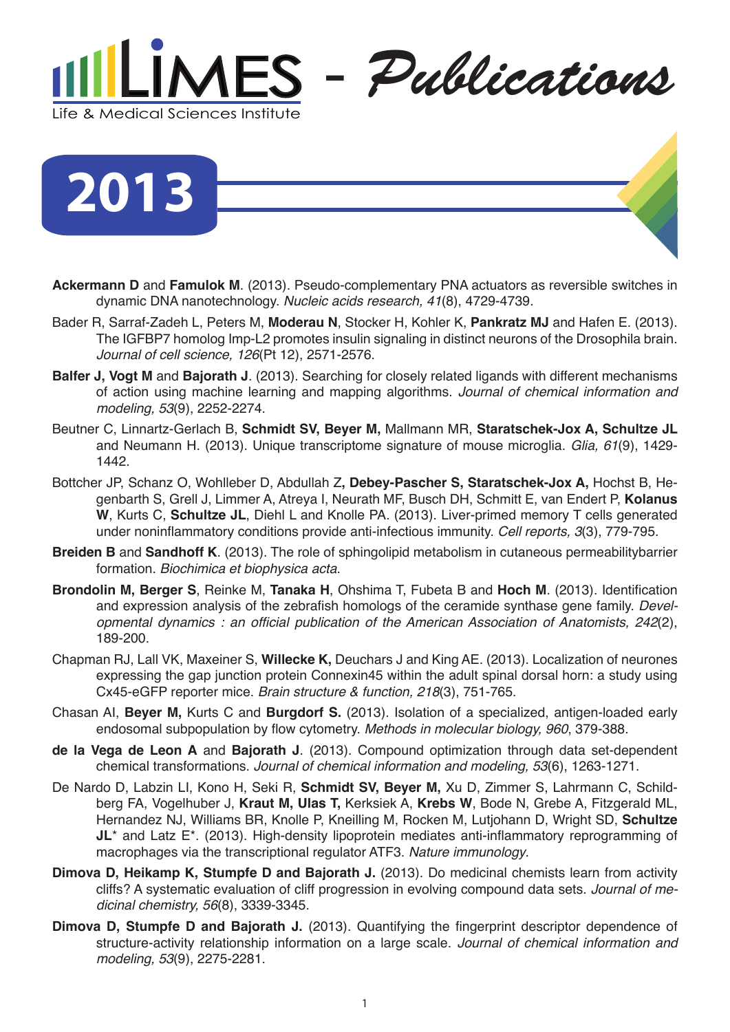# LIMES - Publications

Life & Medical Sciences Institute

## 2013

**Ackermann D** and **Famulok M**. (2013). Pseudo-complementary PNA actuators as reversible switches in dynamic DNA nanotechnology. *Nucleic acids research, 41*(8), 4729-4739.

Bader R, Sarraf-Zadeh L, Peters M, **Moderau N**, Stocker H, Kohler K, **Pankratz MJ** and Hafen E. (2013). The IGFBP7 homolog Imp-L2 promotes insulin signaling in distinct neurons of the Drosophila brain. *Journal of cell science, 126*(Pt 12), 2571-2576.

**Balfer J, Vogt M** and **Bajorath J**. (2013). Searching for closely related ligands with different mechanisms of action using machine learning and mapping algorithms. *Journal of chemical information and modeling, 53*(9), 2252-2274.

Beutner C, Linnartz-Gerlach B, **Schmidt SV, Beyer M,** Mallmann MR, **Staratschek-Jox A, Schultze JL** and Neumann H. (2013). Unique transcriptome signature of mouse microglia. *Glia, 61*(9), 1429-1442.

Bottcher JP, Schanz O, Wohlleber D, Abdullah Z**, Debey-Pascher S, Staratschek-Jox A,** Hochst B, Hegenbarth S, Grell J, Limmer A, Atreya I, Neurath MF, Busch DH, Schmitt E, van Endert P, **Kolanus W**, Kurts C, **Schultze JL**, Diehl L and Knolle PA. (2013). Liver-primed memory T cells generated under noninflammatory conditions provide anti-infectious immunity. *Cell reports, 3*(3), 779-795.

**Breiden B** and **Sandhoff K**. (2013). The role of sphingolipid metabolism in cutaneous permeabilitybarrier formation. *Biochimica et biophysica acta*.

**Brondolin M, Berger S**, Reinke M, **Tanaka H**, Ohshima T, Fubeta B and **Hoch M**. (2013). Identification and expression analysis of the zebrafish homologs of the ceramide synthase gene family. *Developmental dynamics : an official publication of the American Association of Anatomists, 242*(2), 189-200.

Chapman RJ, Lall VK, Maxeiner S, **Willecke K,** Deuchars J and King AE. (2013). Localization of neurones expressing the gap junction protein Connexin45 within the adult spinal dorsal horn: a study using Cx45-eGFP reporter mice. *Brain structure & function, 218*(3), 751-765.

Chasan AI, **Beyer M,** Kurts C and **Burgdorf S.** (2013). Isolation of a specialized, antigen-loaded early endosomal subpopulation by flow cytometry. *Methods in molecular biology, 960*, 379-388.

**de la Vega de Leon A** and **Bajorath J**. (2013). Compound optimization through data set-dependent chemical transformations. *Journal of chemical information and modeling, 53*(6), 1263-1271.

De Nardo D, Labzin LI, Kono H, Seki R, **Schmidt SV, Beyer M,** Xu D, Zimmer S, Lahrmann C, Schildberg FA, Vogelhuber J, **Kraut M, Ulas T,** Kerksiek A, **Krebs W**, Bode N, Grebe A, Fitzgerald ML, Hernandez NJ, Williams BR, Knolle P, Kneilling M, Rocken M, Lutjohann D, Wright SD, **Schultze JL**\* and Latz E\*. (2013). High-density lipoprotein mediates anti-inflammatory reprogramming of macrophages via the transcriptional regulator ATF3. *Nature immunology*.

**Dimova D, Heikamp K, Stumpfe D and Bajorath J.** (2013). Do medicinal chemists learn from activity cliffs? A systematic evaluation of cliff progression in evolving compound data sets. *Journal of medicinal chemistry, 56*(8), 3339-3345.

**Dimova D, Stumpfe D and Bajorath J.** (2013). Quantifying the fingerprint descriptor dependence of structure-activity relationship information on a large scale. *Journal of chemical information and modeling, 53*(9), 2275-2281.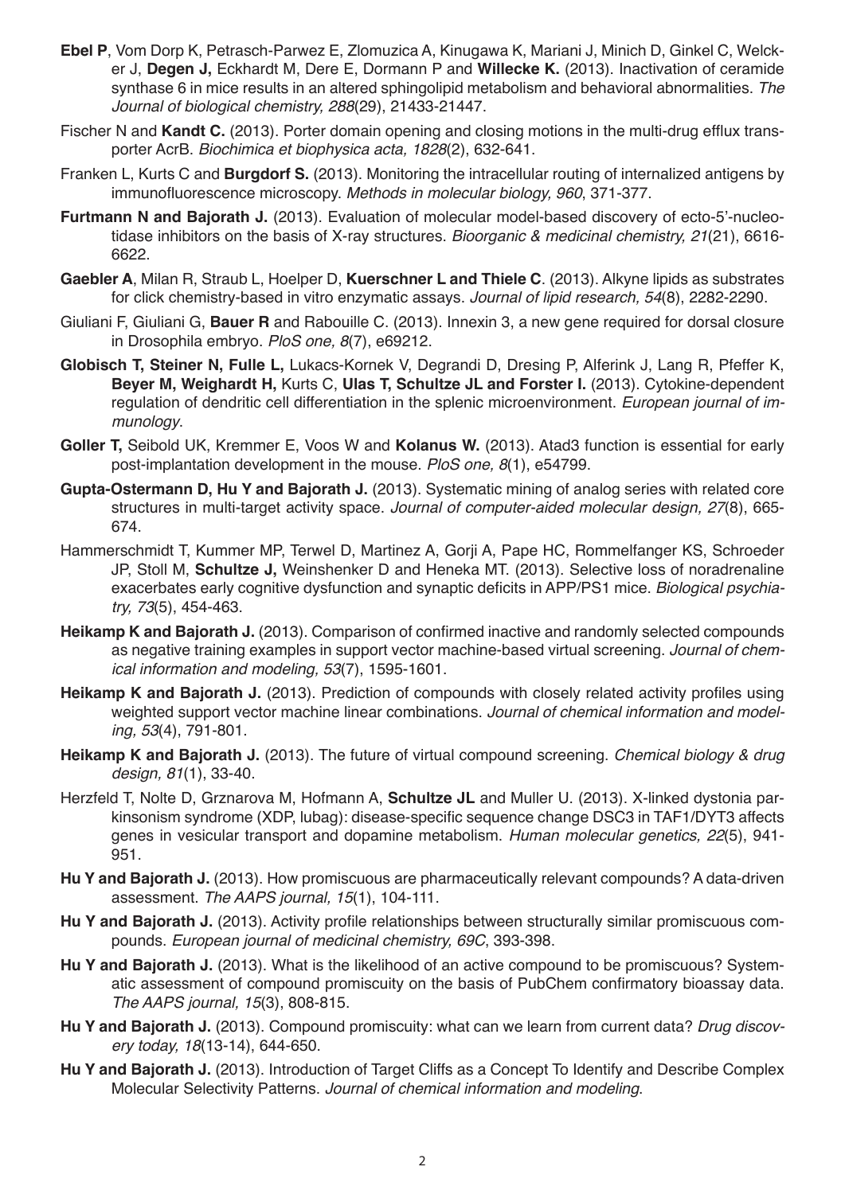**Ebel P**, Vom Dorp K, Petrasch-Parwez E, Zlomuzica A, Kinugawa K, Mariani J, Minich D, Ginkel C, Welcker J, **Degen J,** Eckhardt M, Dere E, Dormann P and **Willecke K.** (2013). Inactivation of ceramide synthase 6 in mice results in an altered sphingolipid metabolism and behavioral abnormalities. *The Journal of biological chemistry, 288*(29), 21433-21447.

Fischer N and **Kandt C.** (2013). Porter domain opening and closing motions in the multi-drug efflux transporter AcrB. *Biochimica et biophysica acta, 1828*(2), 632-641.

Franken L, Kurts C and **Burgdorf S.** (2013). Monitoring the intracellular routing of internalized antigens by immunofluorescence microscopy. *Methods in molecular biology, 960*, 371-377.

**Furtmann N and Bajorath J.** (2013). Evaluation of molecular model-based discovery of ecto-5'-nucleotidase inhibitors on the basis of X-ray structures. *Bioorganic & medicinal chemistry, 21*(21), 6616-6622.

**Gaebler A**, Milan R, Straub L, Hoelper D, **Kuerschner L and Thiele C**. (2013). Alkyne lipids as substrates for click chemistry-based in vitro enzymatic assays. *Journal of lipid research, 54*(8), 2282-2290.

Giuliani F, Giuliani G, **Bauer R** and Rabouille C. (2013). Innexin 3, a new gene required for dorsal closure in Drosophila embryo. *PloS one, 8*(7), e69212.

**Globisch T, Steiner N, Fulle L,** Lukacs-Kornek V, Degrandi D, Dresing P, Alferink J, Lang R, Pfeffer K, **Beyer M, Weighardt H,** Kurts C, **Ulas T, Schultze JL and Forster I.** (2013). Cytokine-dependent regulation of dendritic cell differentiation in the splenic microenvironment. *European journal of immunology*.

**Goller T,** Seibold UK, Kremmer E, Voos W and **Kolanus W.** (2013). Atad3 function is essential for early post-implantation development in the mouse. *PloS one, 8*(1), e54799.

**Gupta-Ostermann D, Hu Y and Bajorath J.** (2013). Systematic mining of analog series with related core structures in multi-target activity space. *Journal of computer-aided molecular design, 27*(8), 665-674.

Hammerschmidt T, Kummer MP, Terwel D, Martinez A, Gorji A, Pape HC, Rommelfanger KS, Schroeder JP, Stoll M, **Schultze J,** Weinshenker D and Heneka MT. (2013). Selective loss of noradrenaline exacerbates early cognitive dysfunction and synaptic deficits in APP/PS1 mice. *Biological psychiatry, 73*(5), 454-463.

**Heikamp K and Bajorath J.** (2013). Comparison of confirmed inactive and randomly selected compounds as negative training examples in support vector machine-based virtual screening. *Journal of chemical information and modeling, 53*(7), 1595-1601.

**Heikamp K and Bajorath J.** (2013). Prediction of compounds with closely related activity profiles using weighted support vector machine linear combinations. *Journal of chemical information and modeling, 53*(4), 791-801.

**Heikamp K and Bajorath J.** (2013). The future of virtual compound screening. *Chemical biology & drug design, 81*(1), 33-40.

Herzfeld T, Nolte D, Grznarova M, Hofmann A, **Schultze JL** and Muller U. (2013). X-linked dystonia parkinsonism syndrome (XDP, lubag): disease-specific sequence change DSC3 in TAF1/DYT3 affects genes in vesicular transport and dopamine metabolism. *Human molecular genetics, 22*(5), 941-951.

**Hu Y and Bajorath J.** (2013). How promiscuous are pharmaceutically relevant compounds? A data-driven assessment. *The AAPS journal, 15*(1), 104-111.

**Hu Y and Bajorath J.** (2013). Activity profile relationships between structurally similar promiscuous compounds. *European journal of medicinal chemistry, 69C*, 393-398.

**Hu Y and Bajorath J.** (2013). What is the likelihood of an active compound to be promiscuous? Systematic assessment of compound promiscuity on the basis of PubChem confirmatory bioassay data. *The AAPS journal, 15*(3), 808-815.

**Hu Y and Bajorath J.** (2013). Compound promiscuity: what can we learn from current data? *Drug discovery today, 18*(13-14), 644-650.

**Hu Y and Bajorath J.** (2013). Introduction of Target Cliffs as a Concept To Identify and Describe Complex Molecular Selectivity Patterns. *Journal of chemical information and modeling*.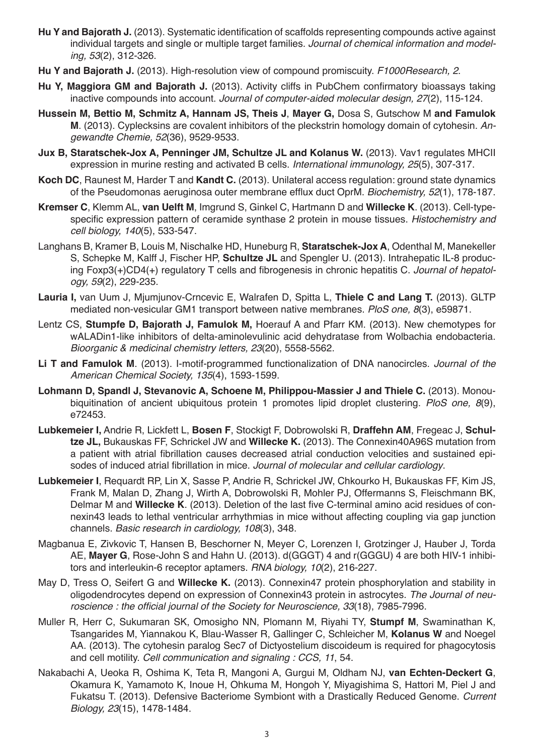**Hu Y and Bajorath J.** (2013). Systematic identification of scaffolds representing compounds active against individual targets and single or multiple target families. *Journal of chemical information and modeling, 53*(2), 312-326.

**Hu Y and Bajorath J.** (2013). High-resolution view of compound promiscuity. *F1000Research, 2*.

**Hu Y, Maggiora GM and Bajorath J.** (2013). Activity cliffs in PubChem confirmatory bioassays taking inactive compounds into account. *Journal of computer-aided molecular design, 27*(2), 115-124.

**Hussein M, Bettio M, Schmitz A, Hannam JS, Theis J, Mayer G,** Dosa S, Gutschow M **and Famulok M**. (2013). Cyplecksins are covalent inhibitors of the pleckstrin homology domain of cytohesin. *Angewandte Chemie, 52*(36), 9529-9533.

**Jux B, Staratschek-Jox A, Penninger JM, Schultze JL and Kolanus W.** (2013). Vav1 regulates MHCII expression in murine resting and activated B cells. *International immunology, 25*(5), 307-317.

**Koch DC**, Raunest M, Harder T and **Kandt C.** (2013). Unilateral access regulation: ground state dynamics of the Pseudomonas aeruginosa outer membrane efflux duct OprM. *Biochemistry, 52*(1), 178-187.

**Kremser C**, Klemm AL, **van Uelft M**, Imgrund S, Ginkel C, Hartmann D and **Willecke K**. (2013). Cell-type-specific expression pattern of ceramide synthase 2 protein in mouse tissues. *Histochemistry and cell biology, 140*(5), 533-547.

Langhans B, Kramer B, Louis M, Nischalke HD, Huneburg R, **Staratschek-Jox A**, Odenthal M, Manekeller S, Schepke M, Kalff J, Fischer HP, **Schultze JL** and Spengler U. (2013). Intrahepatic IL-8 producing Foxp3(+)CD4(+) regulatory T cells and fibrogenesis in chronic hepatitis C. *Journal of hepatology, 59*(2), 229-235.

**Lauria I,** van Uum J, Mjumjunov-Crncevic E, Walrafen D, Spitta L, **Thiele C and Lang T.** (2013). GLTP mediated non-vesicular GM1 transport between native membranes. *PloS one, 8*(3), e59871.

Lentz CS, **Stumpfe D, Bajorath J, Famulok M,** Hoerauf A and Pfarr KM. (2013). New chemotypes for wALADin1-like inhibitors of delta-aminolevulinic acid dehydratase from Wolbachia endobacteria. *Bioorganic & medicinal chemistry letters, 23*(20), 5558-5562.

**Li T and Famulok M**. (2013). I-motif-programmed functionalization of DNA nanocircles. *Journal of the American Chemical Society, 135*(4), 1593-1599.

**Lohmann D, Spandl J, Stevanovic A, Schoene M, Philippou-Massier J and Thiele C.** (2013). Monoubiquitination of ancient ubiquitous protein 1 promotes lipid droplet clustering. *PloS one, 8*(9), e72453.

**Lubkemeier I,** Andrie R, Lickfett L, **Bosen F**, Stockigt F, Dobrowolski R, **Draffehn AM**, Fregeac J, **Schultze JL,** Bukauskas FF, Schrickel JW and **Willecke K.** (2013). The Connexin40A96S mutation from a patient with atrial fibrillation causes decreased atrial conduction velocities and sustained episodes of induced atrial fibrillation in mice. *Journal of molecular and cellular cardiology*.

**Lubkemeier I**, Requardt RP, Lin X, Sasse P, Andrie R, Schrickel JW, Chkourko H, Bukauskas FF, Kim JS, Frank M, Malan D, Zhang J, Wirth A, Dobrowolski R, Mohler PJ, Offermanns S, Fleischmann BK, Delmar M and **Willecke K**. (2013). Deletion of the last five C-terminal amino acid residues of connexin43 leads to lethal ventricular arrhythmias in mice without affecting coupling via gap junction channels. *Basic research in cardiology, 108*(3), 348.

Magbanua E, Zivkovic T, Hansen B, Beschorner N, Meyer C, Lorenzen I, Grotzinger J, Hauber J, Torda AE, **Mayer G**, Rose-John S and Hahn U. (2013). d(GGGT) 4 and r(GGGU) 4 are both HIV-1 inhibitors and interleukin-6 receptor aptamers. *RNA biology, 10*(2), 216-227.

May D, Tress O, Seifert G and **Willecke K.** (2013). Connexin47 protein phosphorylation and stability in oligodendrocytes depend on expression of Connexin43 protein in astrocytes. *The Journal of neuroscience : the official journal of the Society for Neuroscience, 33*(18), 7985-7996.

Muller R, Herr C, Sukumaran SK, Omosigho NN, Plomann M, Riyahi TY, **Stumpf M**, Swaminathan K, Tsangarides M, Yiannakou K, Blau-Wasser R, Gallinger C, Schleicher M, **Kolanus W** and Noegel AA. (2013). The cytohesin paralog Sec7 of Dictyostelium discoideum is required for phagocytosis and cell motility. *Cell communication and signaling : CCS, 11*, 54.

Nakabachi A, Ueoka R, Oshima K, Teta R, Mangoni A, Gurgui M, Oldham NJ, **van Echten-Deckert G**, Okamura K, Yamamoto K, Inoue H, Ohkuma M, Hongoh Y, Miyagishima S, Hattori M, Piel J and Fukatsu T. (2013). Defensive Bacteriome Symbiont with a Drastically Reduced Genome. *Current Biology, 23*(15), 1478-1484.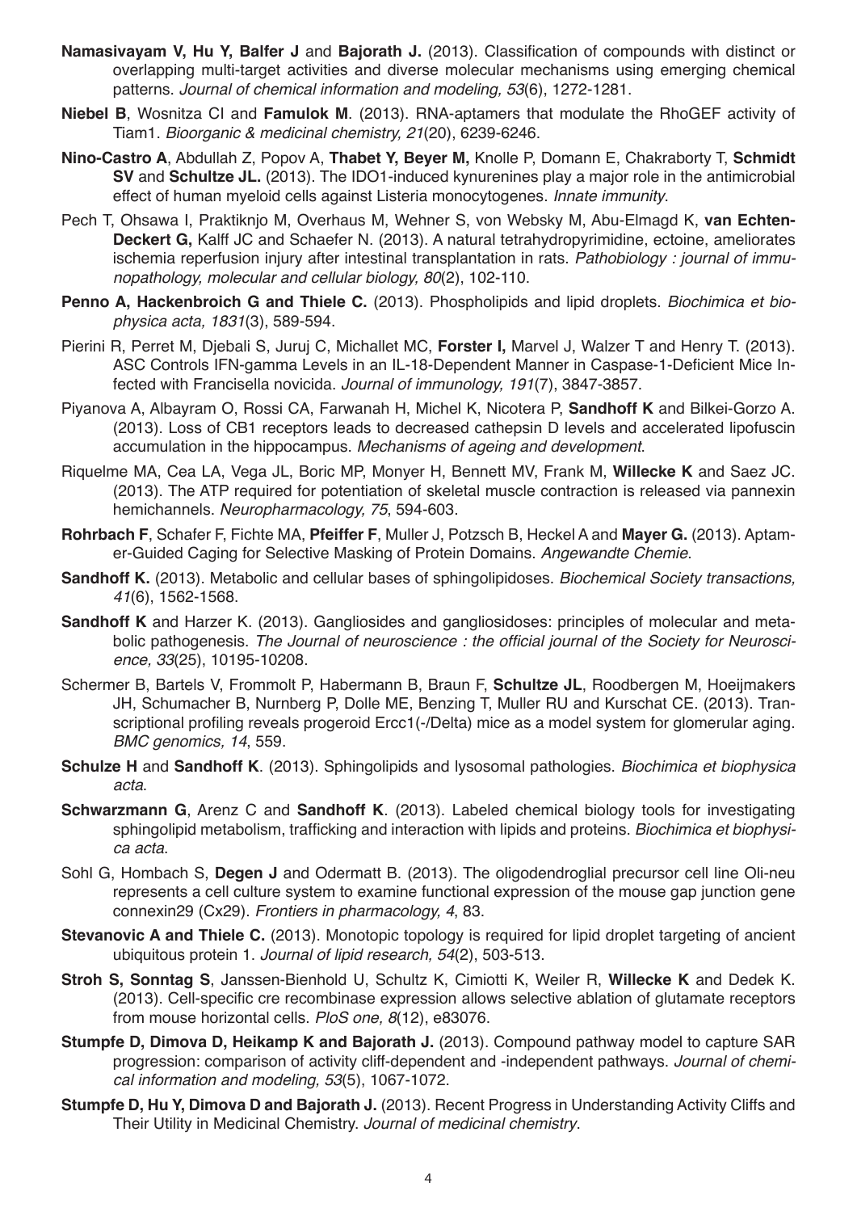**Namasivayam V, Hu Y, Balfer J** and **Bajorath J.** (2013). Classification of compounds with distinct or overlapping multi-target activities and diverse molecular mechanisms using emerging chemical patterns. *Journal of chemical information and modeling, 53*(6), 1272-1281.

**Niebel B**, Wosnitza CI and **Famulok M**. (2013). RNA-aptamers that modulate the RhoGEF activity of Tiam1. *Bioorganic & medicinal chemistry, 21*(20), 6239-6246.

**Nino-Castro A**, Abdullah Z, Popov A, **Thabet Y, Beyer M,** Knolle P, Domann E, Chakraborty T, **Schmidt SV** and **Schultze JL.** (2013). The IDO1-induced kynurenines play a major role in the antimicrobial effect of human myeloid cells against Listeria monocytogenes. *Innate immunity*.

Pech T, Ohsawa I, Praktiknjo M, Overhaus M, Wehner S, von Websky M, Abu-Elmagd K, **van Echten-Deckert G,** Kalff JC and Schaefer N. (2013). A natural tetrahydropyrimidine, ectoine, ameliorates ischemia reperfusion injury after intestinal transplantation in rats. *Pathobiology : journal of immunopathology, molecular and cellular biology, 80*(2), 102-110.

**Penno A, Hackenbroich G and Thiele C.** (2013). Phospholipids and lipid droplets. *Biochimica et biophysica acta, 1831*(3), 589-594.

Pierini R, Perret M, Djebali S, Juruj C, Michallet MC, **Forster I,** Marvel J, Walzer T and Henry T. (2013). ASC Controls IFN-gamma Levels in an IL-18-Dependent Manner in Caspase-1-Deficient Mice Infected with Francisella novicida. *Journal of immunology, 191*(7), 3847-3857.

Piyanova A, Albayram O, Rossi CA, Farwanah H, Michel K, Nicotera P, **Sandhoff K** and Bilkei-Gorzo A. (2013). Loss of CB1 receptors leads to decreased cathepsin D levels and accelerated lipofuscin accumulation in the hippocampus. *Mechanisms of ageing and development*.

Riquelme MA, Cea LA, Vega JL, Boric MP, Monyer H, Bennett MV, Frank M, **Willecke K** and Saez JC. (2013). The ATP required for potentiation of skeletal muscle contraction is released via pannexin hemichannels. *Neuropharmacology, 75*, 594-603.

**Rohrbach F**, Schafer F, Fichte MA, **Pfeiffer F**, Muller J, Potzsch B, Heckel A and **Mayer G.** (2013). Aptamer-Guided Caging for Selective Masking of Protein Domains. *Angewandte Chemie*.

**Sandhoff K.** (2013). Metabolic and cellular bases of sphingolipidoses. *Biochemical Society transactions, 41*(6), 1562-1568.

**Sandhoff K** and Harzer K. (2013). Gangliosides and gangliosidoses: principles of molecular and metabolic pathogenesis. *The Journal of neuroscience : the official journal of the Society for Neuroscience, 33*(25), 10195-10208.

Schermer B, Bartels V, Frommolt P, Habermann B, Braun F, **Schultze JL**, Roodbergen M, Hoeijmakers JH, Schumacher B, Nurnberg P, Dolle ME, Benzing T, Muller RU and Kurschat CE. (2013). Transcriptional profiling reveals progeroid Ercc1(-/Delta) mice as a model system for glomerular aging. *BMC genomics, 14*, 559.

**Schulze H** and **Sandhoff K**. (2013). Sphingolipids and lysosomal pathologies. *Biochimica et biophysica acta*.

**Schwarzmann G**, Arenz C and **Sandhoff K**. (2013). Labeled chemical biology tools for investigating sphingolipid metabolism, trafficking and interaction with lipids and proteins. *Biochimica et biophysica acta*.

Sohl G, Hombach S, **Degen J** and Odermatt B. (2013). The oligodendroglial precursor cell line Oli-neu represents a cell culture system to examine functional expression of the mouse gap junction gene connexin29 (Cx29). *Frontiers in pharmacology, 4*, 83.

**Stevanovic A and Thiele C.** (2013). Monotopic topology is required for lipid droplet targeting of ancient ubiquitous protein 1. *Journal of lipid research, 54*(2), 503-513.

**Stroh S, Sonntag S**, Janssen-Bienhold U, Schultz K, Cimiotti K, Weiler R, **Willecke K** and Dedek K. (2013). Cell-specific cre recombinase expression allows selective ablation of glutamate receptors from mouse horizontal cells. *PloS one, 8*(12), e83076.

**Stumpfe D, Dimova D, Heikamp K and Bajorath J.** (2013). Compound pathway model to capture SAR progression: comparison of activity cliff-dependent and -independent pathways. *Journal of chemical information and modeling, 53*(5), 1067-1072.

**Stumpfe D, Hu Y, Dimova D and Bajorath J.** (2013). Recent Progress in Understanding Activity Cliffs and Their Utility in Medicinal Chemistry. *Journal of medicinal chemistry*.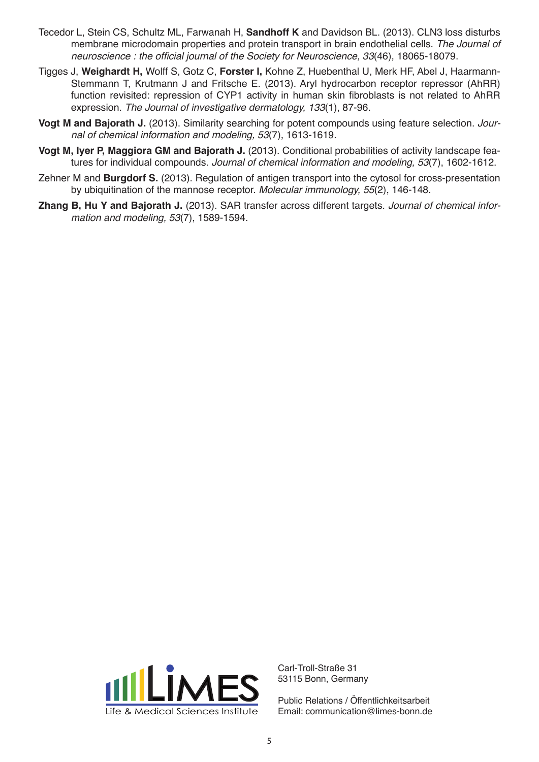Tecedor L, Stein CS, Schultz ML, Farwanah H, **Sandhoff K** and Davidson BL. (2013). CLN3 loss disturbs membrane microdomain properties and protein transport in brain endothelial cells. *The Journal of neuroscience : the official journal of the Society for Neuroscience, 33*(46), 18065-18079.

Tigges J, **Weighardt H,** Wolff S, Gotz C, **Forster I,** Kohne Z, Huebenthal U, Merk HF, Abel J, Haarmann-Stemmann T, Krutmann J and Fritsche E. (2013). Aryl hydrocarbon receptor repressor (AhRR) function revisited: repression of CYP1 activity in human skin fibroblasts is not related to AhRR expression. *The Journal of investigative dermatology, 133*(1), 87-96.

**Vogt M and Bajorath J.** (2013). Similarity searching for potent compounds using feature selection. *Journal of chemical information and modeling, 53*(7), 1613-1619.

**Vogt M, Iyer P, Maggiora GM and Bajorath J.** (2013). Conditional probabilities of activity landscape features for individual compounds. *Journal of chemical information and modeling, 53*(7), 1602-1612.

Zehner M and **Burgdorf S.** (2013). Regulation of antigen transport into the cytosol for cross-presentation by ubiquitination of the mannose receptor. *Molecular immunology, 55*(2), 146-148.

**Zhang B, Hu Y and Bajorath J.** (2013). SAR transfer across different targets. *Journal of chemical information and modeling, 53*(7), 1589-1594.

LIMES
Life & Medical Sciences Institute

Carl-Troll-Straße 31
53115 Bonn, Germany

Public Relations / Öffentlichkeitsarbeit
Email: communication@limes-bonn.de